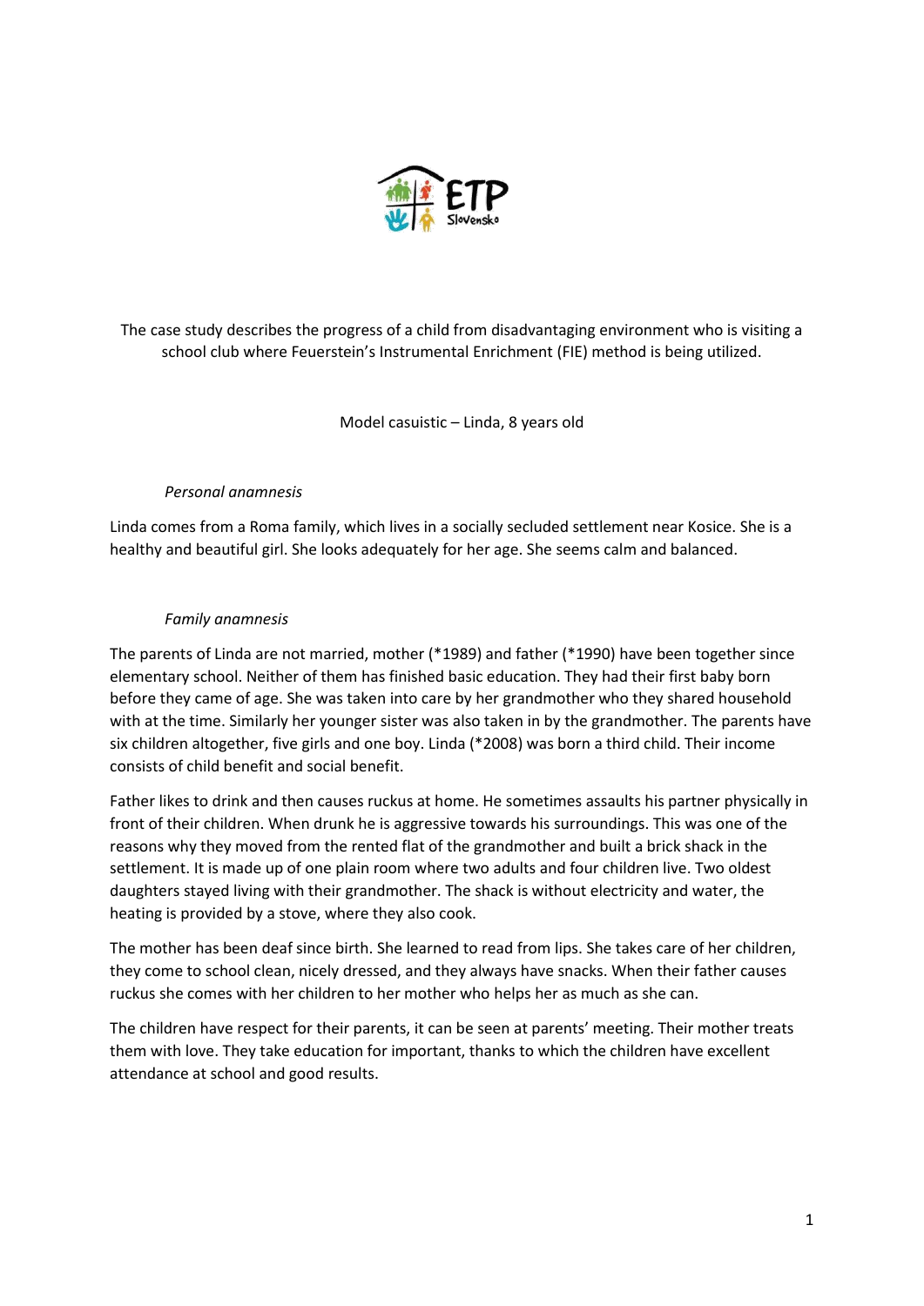The case study describes the progress of a child from disadvantaging environment who is visiting a school club where Feuerstein's Instrumental Enrichment (FIE) method is being utilized.

Model casuistic – Linda, 8 years old

*Personal anamnesis*

Linda comes from a Roma family, which lives in a socially secluded settlement near Kosice. She is a healthy and beautiful girl. She looks adequately for her age. She seems calm and balanced.

*Family anamnesis*

The parents of Linda are not married, mother (*1989) and father (*1990) have been together since elementary school. Neither of them has finished basic education. They had their first baby born before they came of age. She was taken into care by her grandmother who they shared household with at the time. Similarly her younger sister was also taken in by the grandmother. The parents have six children altogether, five girls and one boy. Linda (*2008) was born a third child. Their income consists of child benefit and social benefit.

Father likes to drink and then causes ruckus at home. He sometimes assaults his partner physically in front of their children. When drunk he is aggressive towards his surroundings. This was one of the reasons why they moved from the rented flat of the grandmother and built a brick shack in the settlement. It is made up of one plain room where two adults and four children live. Two oldest daughters stayed living with their grandmother. The shack is without electricity and water, the heating is provided by a stove, where they also cook.

The mother has been deaf since birth. She learned to read from lips. She takes care of her children, they come to school clean, nicely dressed, and they always have snacks. When their father causes ruckus she comes with her children to her mother who helps her as much as she can.

The children have respect for their parents, it can be seen at parents' meeting. Their mother treats them with love. They take education for important, thanks to which the children have excellent attendance at school and good results.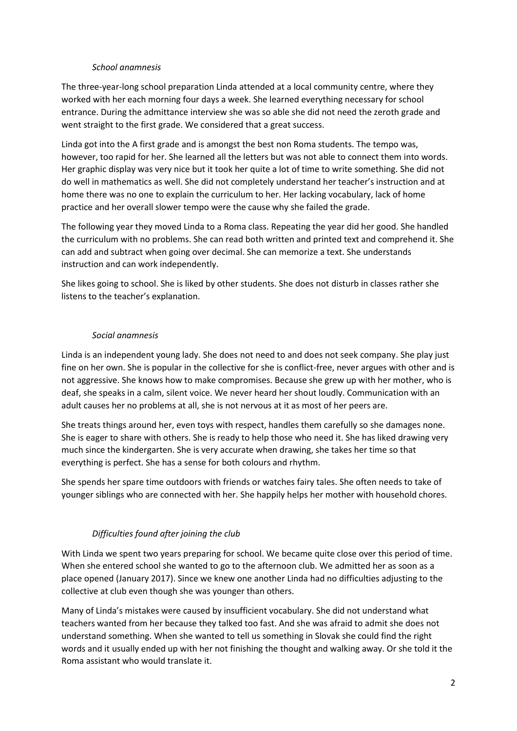*School anamnesis*

The three-year-long school preparation Linda attended at a local community centre, where they worked with her each morning four days a week. She learned everything necessary for school entrance. During the admittance interview she was so able she did not need the zeroth grade and went straight to the first grade. We considered that a great success.

Linda got into the A first grade and is amongst the best non Roma students. The tempo was, however, too rapid for her. She learned all the letters but was not able to connect them into words. Her graphic display was very nice but it took her quite a lot of time to write something. She did not do well in mathematics as well. She did not completely understand her teacher's instruction and at home there was no one to explain the curriculum to her. Her lacking vocabulary, lack of home practice and her overall slower tempo were the cause why she failed the grade.

The following year they moved Linda to a Roma class. Repeating the year did her good. She handled the curriculum with no problems. She can read both written and printed text and comprehend it. She can add and subtract when going over decimal. She can memorize a text. She understands instruction and can work independently.

She likes going to school. She is liked by other students. She does not disturb in classes rather she listens to the teacher's explanation.

*Social anamnesis*

Linda is an independent young lady. She does not need to and does not seek company. She play just fine on her own. She is popular in the collective for she is conflict-free, never argues with other and is not aggressive. She knows how to make compromises. Because she grew up with her mother, who is deaf, she speaks in a calm, silent voice. We never heard her shout loudly. Communication with an adult causes her no problems at all, she is not nervous at it as most of her peers are.

She treats things around her, even toys with respect, handles them carefully so she damages none. She is eager to share with others. She is ready to help those who need it. She has liked drawing very much since the kindergarten. She is very accurate when drawing, she takes her time so that everything is perfect. She has a sense for both colours and rhythm.

She spends her spare time outdoors with friends or watches fairy tales. She often needs to take of younger siblings who are connected with her. She happily helps her mother with household chores.

*Difficulties found after joining the club*

With Linda we spent two years preparing for school. We became quite close over this period of time. When she entered school she wanted to go to the afternoon club. We admitted her as soon as a place opened (January 2017). Since we knew one another Linda had no difficulties adjusting to the collective at club even though she was younger than others.

Many of Linda's mistakes were caused by insufficient vocabulary. She did not understand what teachers wanted from her because they talked too fast. And she was afraid to admit she does not understand something. When she wanted to tell us something in Slovak she could find the right words and it usually ended up with her not finishing the thought and walking away. Or she told it the Roma assistant who would translate it.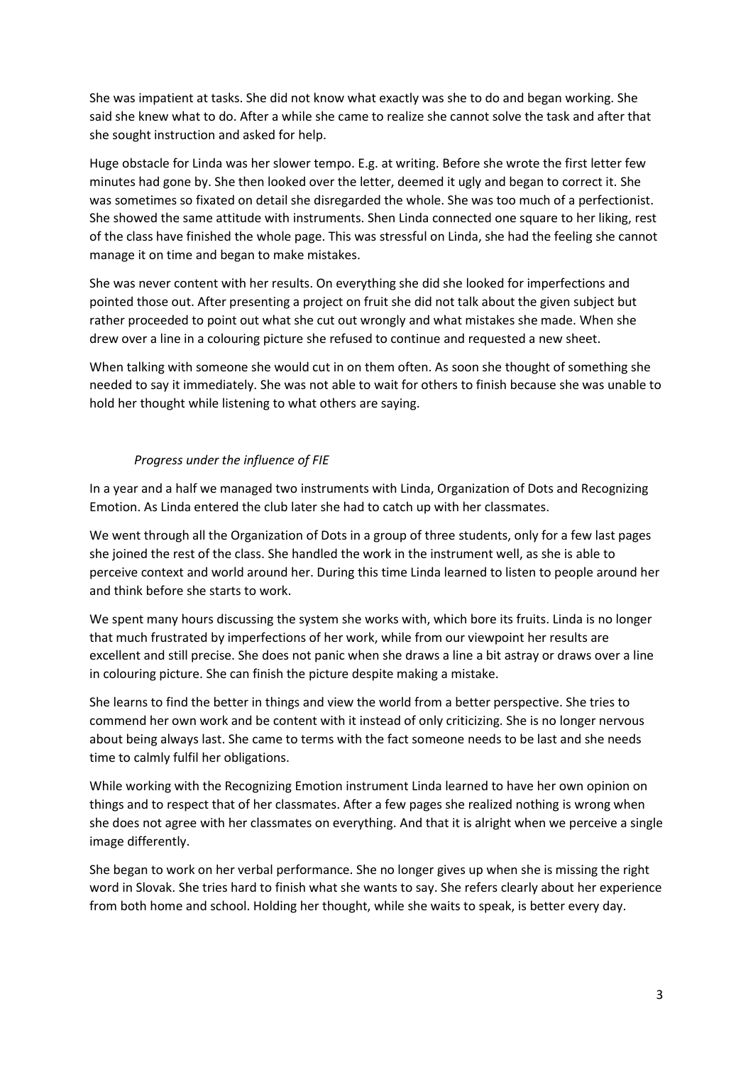She was impatient at tasks. She did not know what exactly was she to do and began working. She said she knew what to do. After a while she came to realize she cannot solve the task and after that she sought instruction and asked for help.

Huge obstacle for Linda was her slower tempo. E.g. at writing. Before she wrote the first letter few minutes had gone by. She then looked over the letter, deemed it ugly and began to correct it. She was sometimes so fixated on detail she disregarded the whole. She was too much of a perfectionist. She showed the same attitude with instruments. Shen Linda connected one square to her liking, rest of the class have finished the whole page. This was stressful on Linda, she had the feeling she cannot manage it on time and began to make mistakes.

She was never content with her results. On everything she did she looked for imperfections and pointed those out. After presenting a project on fruit she did not talk about the given subject but rather proceeded to point out what she cut out wrongly and what mistakes she made. When she drew over a line in a colouring picture she refused to continue and requested a new sheet.

When talking with someone she would cut in on them often. As soon she thought of something she needed to say it immediately. She was not able to wait for others to finish because she was unable to hold her thought while listening to what others are saying.

*Progress under the influence of FIE*

In a year and a half we managed two instruments with Linda, Organization of Dots and Recognizing Emotion. As Linda entered the club later she had to catch up with her classmates.

We went through all the Organization of Dots in a group of three students, only for a few last pages she joined the rest of the class. She handled the work in the instrument well, as she is able to perceive context and world around her. During this time Linda learned to listen to people around her and think before she starts to work.

We spent many hours discussing the system she works with, which bore its fruits. Linda is no longer that much frustrated by imperfections of her work, while from our viewpoint her results are excellent and still precise. She does not panic when she draws a line a bit astray or draws over a line in colouring picture. She can finish the picture despite making a mistake.

She learns to find the better in things and view the world from a better perspective. She tries to commend her own work and be content with it instead of only criticizing. She is no longer nervous about being always last. She came to terms with the fact someone needs to be last and she needs time to calmly fulfil her obligations.

While working with the Recognizing Emotion instrument Linda learned to have her own opinion on things and to respect that of her classmates. After a few pages she realized nothing is wrong when she does not agree with her classmates on everything. And that it is alright when we perceive a single image differently.

She began to work on her verbal performance. She no longer gives up when she is missing the right word in Slovak. She tries hard to finish what she wants to say. She refers clearly about her experience from both home and school. Holding her thought, while she waits to speak, is better every day.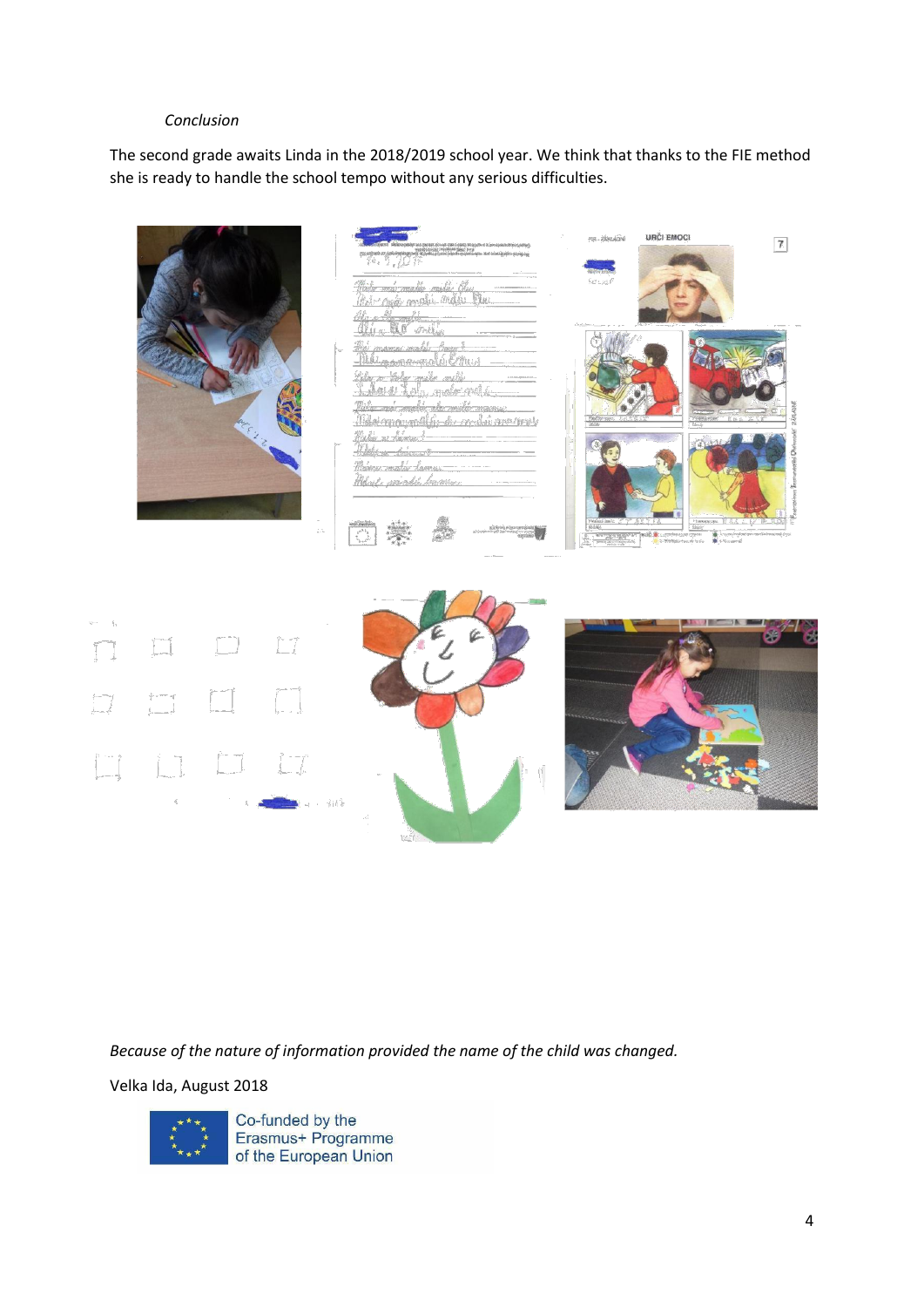*Conclusion*

The second grade awaits Linda in the 2018/2019 school year. We think that thanks to the FIE method she is ready to handle the school tempo without any serious difficulties.

*Because of the nature of information provided the name of the child was changed.*

Velka Ida, August 2018

Co-funded by the Erasmus+ Programme of the European Union